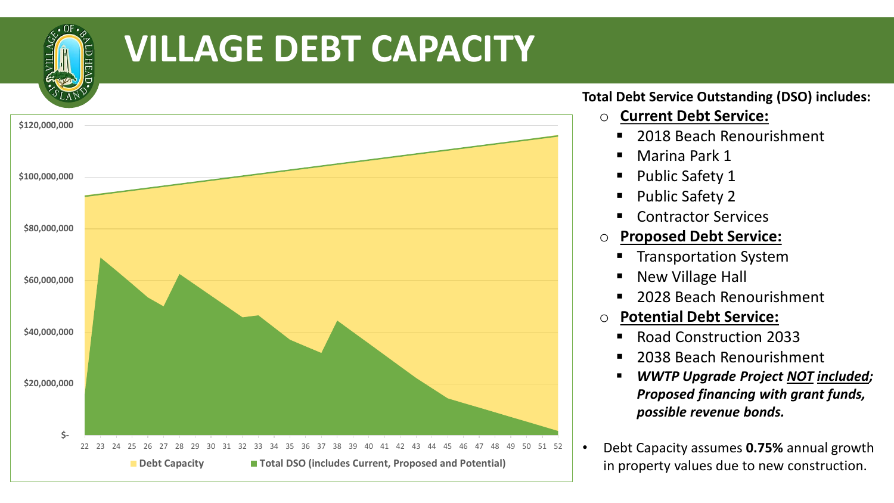# VILLAGE DEBT CAPACITY

$120,000,000
$100,000,000
$80,000,000
$60,000,000
$40,000,000
$20,000,000
$-

22 23 24 25 26 27 28 29 30 31 32 33 34 35 36 37 38 39 40 41 42 43 44 45 46 47 48 49 50 51 52

**Debt Capacity** **Total DSO (includes Current, Proposed and Potential)**

**Total Debt Service Outstanding (DSO) includes:**

- **Current Debt Service:**
  - 2018 Beach Renourishment
  - Marina Park 1
  - Public Safety 1
  - Public Safety 2
  - Contractor Services
- **Proposed Debt Service:**
  - Transportation System
  - New Village Hall
  - 2028 Beach Renourishment
- **Potential Debt Service:**
  - Road Construction 2033
  - 2038 Beach Renourishment
  - ***WWTP Upgrade Project NOT included; Proposed financing with grant funds, possible revenue bonds.***

- Debt Capacity assumes **0.75%** annual growth in property values due to new construction.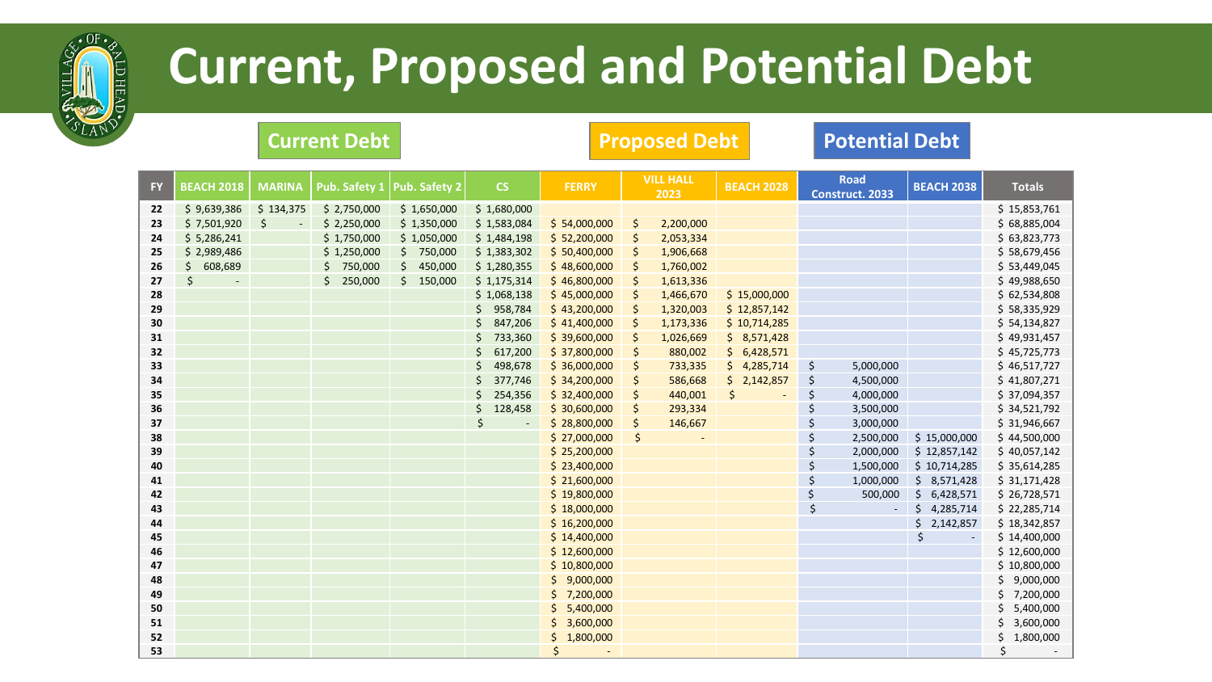# Current, Proposed and Potential Debt

**Current Debt** | **Proposed Debt** | **Potential Debt**

| FY | BEACH 2018 | MARINA | Pub. Safety 1 | Pub. Safety 2 | CS | FERRY | VILL HALL 2023 | BEACH 2028 | Road Construct. 2033 | BEACH 2038 | Totals |
|---|---|---|---|---|---|---|---|---|---|---|---|
| 22 | $ 9,639,386 | $ 134,375 | $ 2,750,000 | $ 1,650,000 | $ 1,680,000 | | | | | | $ 15,853,761 |
| 23 | $ 7,501,920 | $ - | $ 2,250,000 | $ 1,350,000 | $ 1,583,084 | $ 54,000,000 | $ 2,200,000 | | | | $ 68,885,004 |
| 24 | $ 5,286,241 | | $ 1,750,000 | $ 1,050,000 | $ 1,484,198 | $ 52,200,000 | $ 2,053,334 | | | | $ 63,823,773 |
| 25 | $ 2,989,486 | | $ 1,250,000 | $ 750,000 | $ 1,383,302 | $ 50,400,000 | $ 1,906,668 | | | | $ 58,679,456 |
| 26 | $ 608,689 | | $ 750,000 | $ 450,000 | $ 1,280,355 | $ 48,600,000 | $ 1,760,002 | | | | $ 53,449,045 |
| 27 | $ - | | $ 250,000 | $ 150,000 | $ 1,175,314 | $ 46,800,000 | $ 1,613,336 | | | | $ 49,988,650 |
| 28 | | | | | $ 1,068,138 | $ 45,000,000 | $ 1,466,670 | $ 15,000,000 | | | $ 62,534,808 |
| 29 | | | | | $ 958,784 | $ 43,200,000 | $ 1,320,003 | $ 12,857,142 | | | $ 58,335,929 |
| 30 | | | | | $ 847,206 | $ 41,400,000 | $ 1,173,336 | $ 10,714,285 | | | $ 54,134,827 |
| 31 | | | | | $ 733,360 | $ 39,600,000 | $ 1,026,669 | $ 8,571,428 | | | $ 49,931,457 |
| 32 | | | | | $ 617,200 | $ 37,800,000 | $ 880,002 | $ 6,428,571 | | | $ 45,725,773 |
| 33 | | | | | $ 498,678 | $ 36,000,000 | $ 733,335 | $ 4,285,714 | $ 5,000,000 | | $ 46,517,727 |
| 34 | | | | | $ 377,746 | $ 34,200,000 | $ 586,668 | $ 2,142,857 | $ 4,500,000 | | $ 41,807,271 |
| 35 | | | | | $ 254,356 | $ 32,400,000 | $ 440,001 | $ - | $ 4,000,000 | | $ 37,094,357 |
| 36 | | | | | $ 128,458 | $ 30,600,000 | $ 293,334 | | $ 3,500,000 | | $ 34,521,792 |
| 37 | | | | | $ - | $ 28,800,000 | $ 146,667 | | $ 3,000,000 | | $ 31,946,667 |
| 38 | | | | | | $ 27,000,000 | $ - | | $ 2,500,000 | $ 15,000,000 | $ 44,500,000 |
| 39 | | | | | | $ 25,200,000 | | | $ 2,000,000 | $ 12,857,142 | $ 40,057,142 |
| 40 | | | | | | $ 23,400,000 | | | $ 1,500,000 | $ 10,714,285 | $ 35,614,285 |
| 41 | | | | | | $ 21,600,000 | | | $ 1,000,000 | $ 8,571,428 | $ 31,171,428 |
| 42 | | | | | | $ 19,800,000 | | | $ 500,000 | $ 6,428,571 | $ 26,728,571 |
| 43 | | | | | | $ 18,000,000 | | | $ - | $ 4,285,714 | $ 22,285,714 |
| 44 | | | | | | $ 16,200,000 | | | | $ 2,142,857 | $ 18,342,857 |
| 45 | | | | | | $ 14,400,000 | | | | $ - | $ 14,400,000 |
| 46 | | | | | | $ 12,600,000 | | | | | $ 12,600,000 |
| 47 | | | | | | $ 10,800,000 | | | | | $ 10,800,000 |
| 48 | | | | | | $ 9,000,000 | | | | | $ 9,000,000 |
| 49 | | | | | | $ 7,200,000 | | | | | $ 7,200,000 |
| 50 | | | | | | $ 5,400,000 | | | | | $ 5,400,000 |
| 51 | | | | | | $ 3,600,000 | | | | | $ 3,600,000 |
| 52 | | | | | | $ 1,800,000 | | | | | $ 1,800,000 |
| 53 | | | | | | $ - | | | | | $ - |